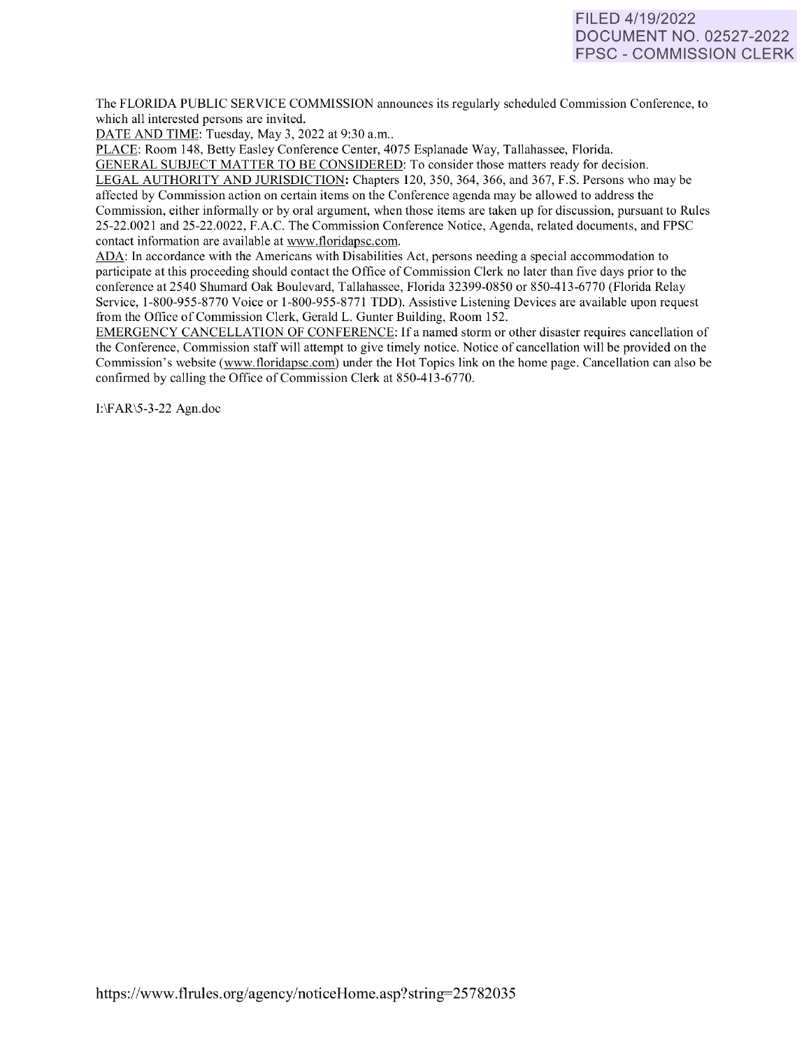FILED 4/19/2022
DOCUMENT NO. 02527-2022
FPSC - COMMISSION CLERK

The FLORIDA PUBLIC SERVICE COMMISSION announces its regularly scheduled Commission Conference, to which all interested persons are invited.

DATE AND TIME: Tuesday, May 3, 2022 at 9:30 a.m..

PLACE: Room 148, Betty Easley Conference Center, 4075 Esplanade Way, Tallahassee, Florida.

GENERAL SUBJECT MATTER TO BE CONSIDERED: To consider those matters ready for decision.

LEGAL AUTHORITY AND JURISDICTION: Chapters 120, 350, 364, 366, and 367, F.S. Persons who may be affected by Commission action on certain items on the Conference agenda may be allowed to address the Commission, either informally or by oral argument, when those items are taken up for discussion, pursuant to Rules 25-22.0021 and 25-22.0022, F.A.C. The Commission Conference Notice, Agenda, related documents, and FPSC contact information are available at www.floridapsc.com.

ADA: In accordance with the Americans with Disabilities Act, persons needing a special accommodation to participate at this proceeding should contact the Office of Commission Clerk no later than five days prior to the conference at 2540 Shumard Oak Boulevard, Tallahassee, Florida 32399-0850 or 850-413-6770 (Florida Relay Service, 1-800-955-8770 Voice or 1-800-955-8771 TDD). Assistive Listening Devices are available upon request from the Office of Commission Clerk, Gerald L. Gunter Building, Room 152.

EMERGENCY CANCELLATION OF CONFERENCE: If a named storm or other disaster requires cancellation of the Conference, Commission staff will attempt to give timely notice. Notice of cancellation will be provided on the Commission's website (www.floridapsc.com) under the Hot Topics link on the home page. Cancellation can also be confirmed by calling the Office of Commission Clerk at 850-413-6770.

I:\FAR\5-3-22 Agn.doc

https://www.flrules.org/agency/noticeHome.asp?string=25782035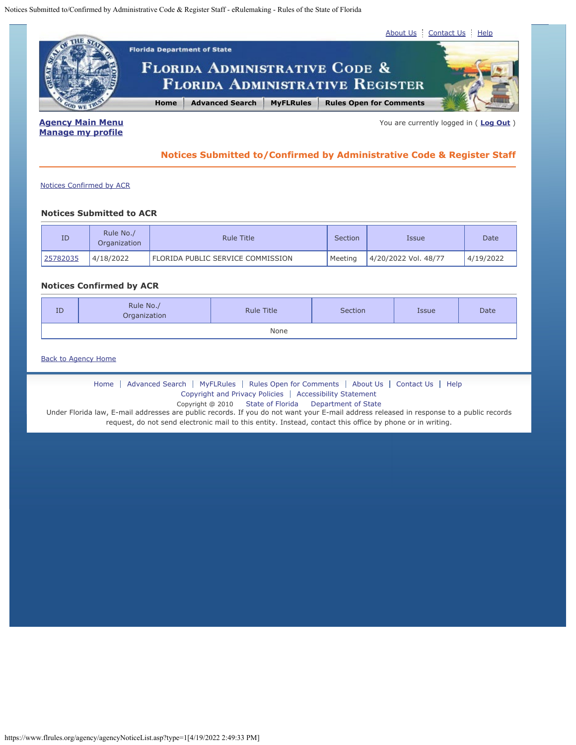About Us | Contact Us | Help

Florida Department of State

# Florida Administrative Code & Florida Administrative Register

Home | Advanced Search | MyFLRules | Rules Open for Comments

**Agency Main Menu**
**Manage my profile**

You are currently logged in ( **Log Out** )

## Notices Submitted to/Confirmed by Administrative Code & Register Staff

Notices Confirmed by ACR

### Notices Submitted to ACR

| ID | Rule No./ Organization | Rule Title | Section | Issue | Date |
|---|---|---|---|---|---|
| 25782035 | 4/18/2022 | FLORIDA PUBLIC SERVICE COMMISSION | Meeting | 4/20/2022 Vol. 48/77 | 4/19/2022 |

### Notices Confirmed by ACR

| ID | Rule No./ Organization | Rule Title | Section | Issue | Date |
|---|---|---|---|---|---|
| None | | | | | |

Back to Agency Home

Home | Advanced Search | MyFLRules | Rules Open for Comments | About Us | Contact Us | Help
Copyright and Privacy Policies | Accessibility Statement
Copyright @ 2010 State of Florida Department of State
Under Florida law, E-mail addresses are public records. If you do not want your E-mail address released in response to a public records request, do not send electronic mail to this entity. Instead, contact this office by phone or in writing.